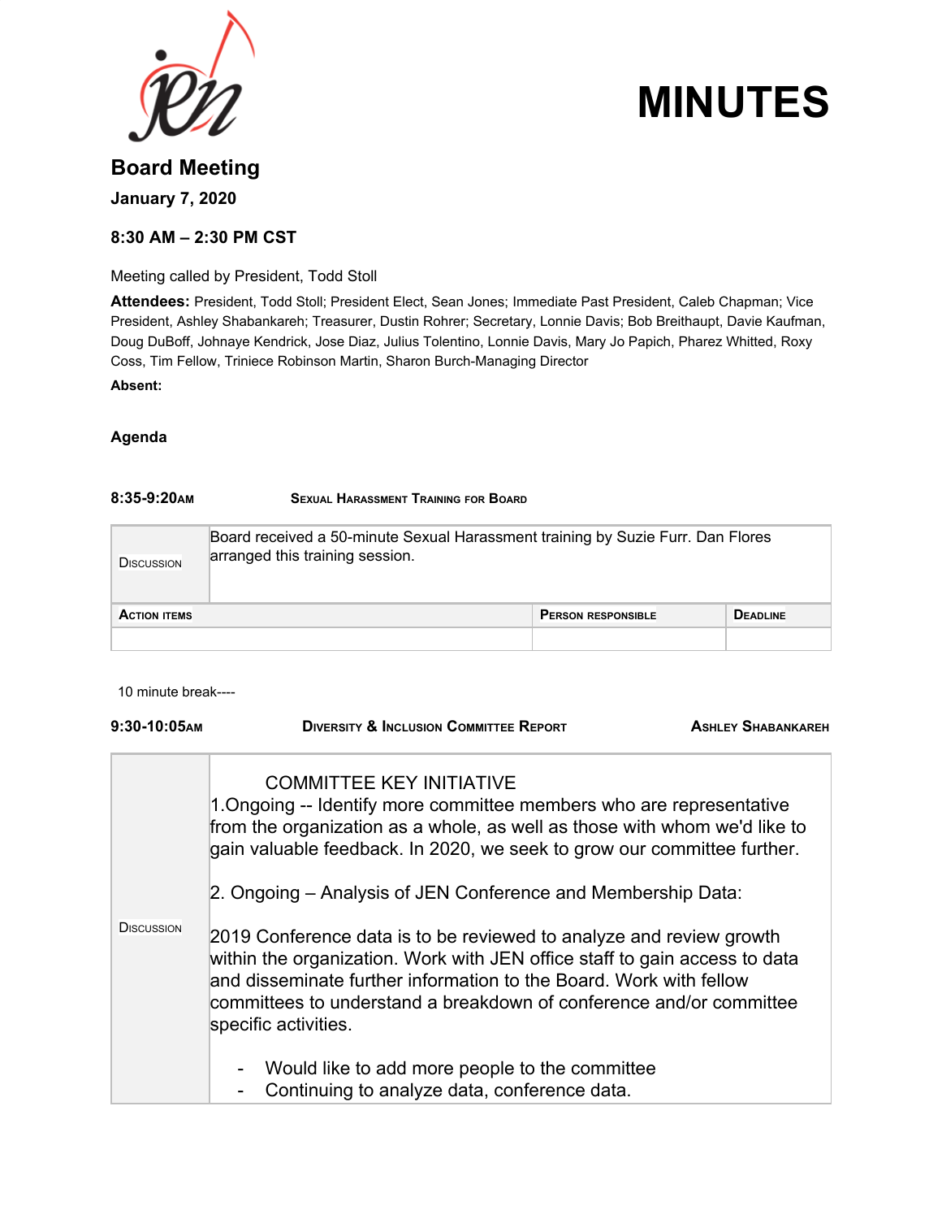# MINUTES

## Board Meeting

**January 7, 2020**

**8:30 AM – 2:30 PM CST**

Meeting called by President, Todd Stoll

**Attendees:** President, Todd Stoll; President Elect, Sean Jones; Immediate Past President, Caleb Chapman; Vice President, Ashley Shabankareh; Treasurer, Dustin Rohrer; Secretary, Lonnie Davis; Bob Breithaupt, Davie Kaufman, Doug DuBoff, Johnaye Kendrick, Jose Diaz, Julius Tolentino, Lonnie Davis, Mary Jo Papich, Pharez Whitted, Roxy Coss, Tim Fellow, Triniece Robinson Martin, Sharon Burch-Managing Director

**Absent:**

### Agenda

**8:35-9:20AM** **SEXUAL HARASSMENT TRAINING FOR BOARD**

| DISCUSSION | Board received a 50-minute Sexual Harassment training by Suzie Furr. Dan Flores arranged this training session. | |
|---|---|---|
| **ACTION ITEMS** | **PERSON RESPONSIBLE** | **DEADLINE** |
| | | |

10 minute break----

**9:30-10:05AM** **DIVERSITY & INCLUSION COMMITTEE REPORT** **ASHLEY SHABANKAREH**

| DISCUSSION | COMMITTEE KEY INITIATIVE<br>1.Ongoing -- Identify more committee members who are representative from the organization as a whole, as well as those with whom we'd like to gain valuable feedback. In 2020, we seek to grow our committee further.<br><br>2. Ongoing – Analysis of JEN Conference and Membership Data:<br><br>2019 Conference data is to be reviewed to analyze and review growth within the organization. Work with JEN office staff to gain access to data and disseminate further information to the Board. Work with fellow committees to understand a breakdown of conference and/or committee specific activities.<br><br>- Would like to add more people to the committee<br>- Continuing to analyze data, conference data. |
|---|---|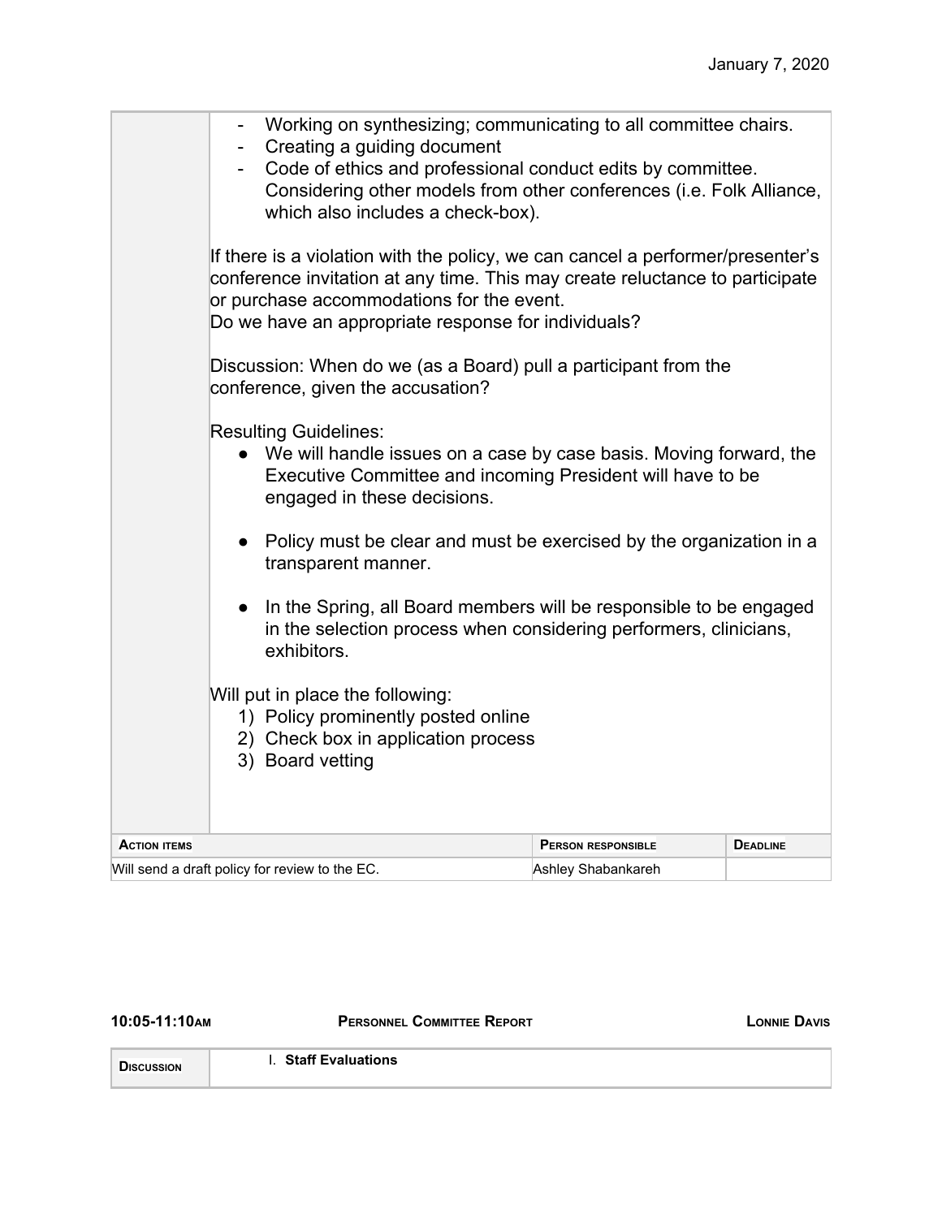- Working on synthesizing; communicating to all committee chairs.
- Creating a guiding document
- Code of ethics and professional conduct edits by committee. Considering other models from other conferences (i.e. Folk Alliance, which also includes a check-box).

If there is a violation with the policy, we can cancel a performer/presenter's conference invitation at any time. This may create reluctance to participate or purchase accommodations for the event.
Do we have an appropriate response for individuals?

Discussion: When do we (as a Board) pull a participant from the conference, given the accusation?

Resulting Guidelines:

- We will handle issues on a case by case basis. Moving forward, the Executive Committee and incoming President will have to be engaged in these decisions.
- Policy must be clear and must be exercised by the organization in a transparent manner.
- In the Spring, all Board members will be responsible to be engaged in the selection process when considering performers, clinicians, exhibitors.

Will put in place the following:

1) Policy prominently posted online
2) Check box in application process
3) Board vetting

| Action items | Person responsible | Deadline |
| --- | --- | --- |
| Will send a draft policy for review to the EC. | Ashley Shabankareh | |

**10:05-11:10AM** **Personnel Committee Report** **Lonnie Davis**

| Discussion | I. **Staff Evaluations** |
| --- | --- |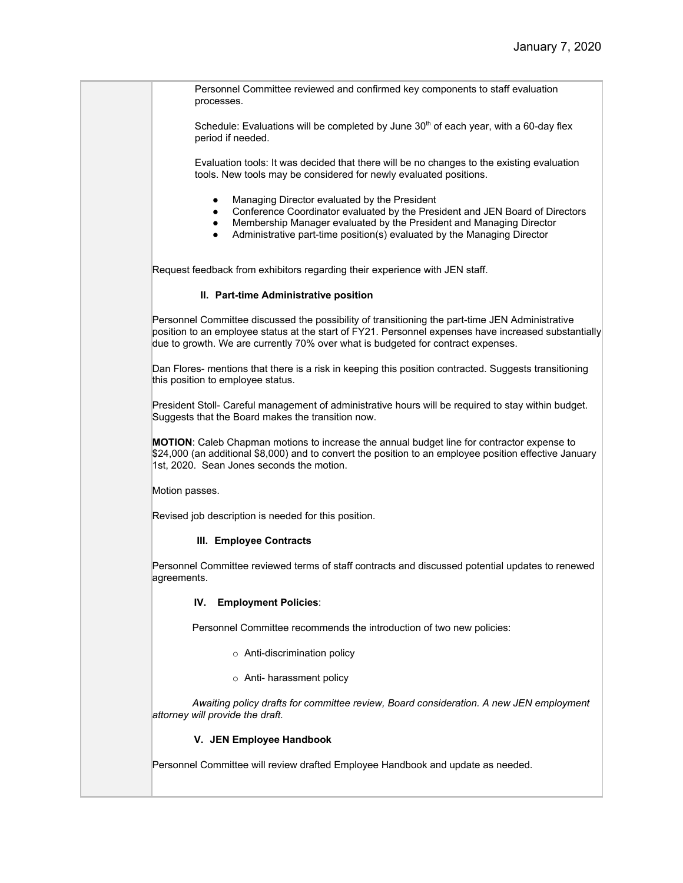Personnel Committee reviewed and confirmed key components to staff evaluation processes.

Schedule: Evaluations will be completed by June 30th of each year, with a 60-day flex period if needed.

Evaluation tools: It was decided that there will be no changes to the existing evaluation tools. New tools may be considered for newly evaluated positions.

- Managing Director evaluated by the President
- Conference Coordinator evaluated by the President and JEN Board of Directors
- Membership Manager evaluated by the President and Managing Director
- Administrative part-time position(s) evaluated by the Managing Director

Request feedback from exhibitors regarding their experience with JEN staff.

### II. Part-time Administrative position

Personnel Committee discussed the possibility of transitioning the part-time JEN Administrative position to an employee status at the start of FY21. Personnel expenses have increased substantially due to growth. We are currently 70% over what is budgeted for contract expenses.

Dan Flores- mentions that there is a risk in keeping this position contracted. Suggests transitioning this position to employee status.

President Stoll- Careful management of administrative hours will be required to stay within budget. Suggests that the Board makes the transition now.

**MOTION**: Caleb Chapman motions to increase the annual budget line for contractor expense to $24,000 (an additional $8,000) and to convert the position to an employee position effective January 1st, 2020. Sean Jones seconds the motion.

Motion passes.

Revised job description is needed for this position.

### III. Employee Contracts

Personnel Committee reviewed terms of staff contracts and discussed potential updates to renewed agreements.

### IV. Employment Policies:

Personnel Committee recommends the introduction of two new policies:

- Anti-discrimination policy
- Anti- harassment policy

*Awaiting policy drafts for committee review, Board consideration. A new JEN employment attorney will provide the draft.*

### V. JEN Employee Handbook

Personnel Committee will review drafted Employee Handbook and update as needed.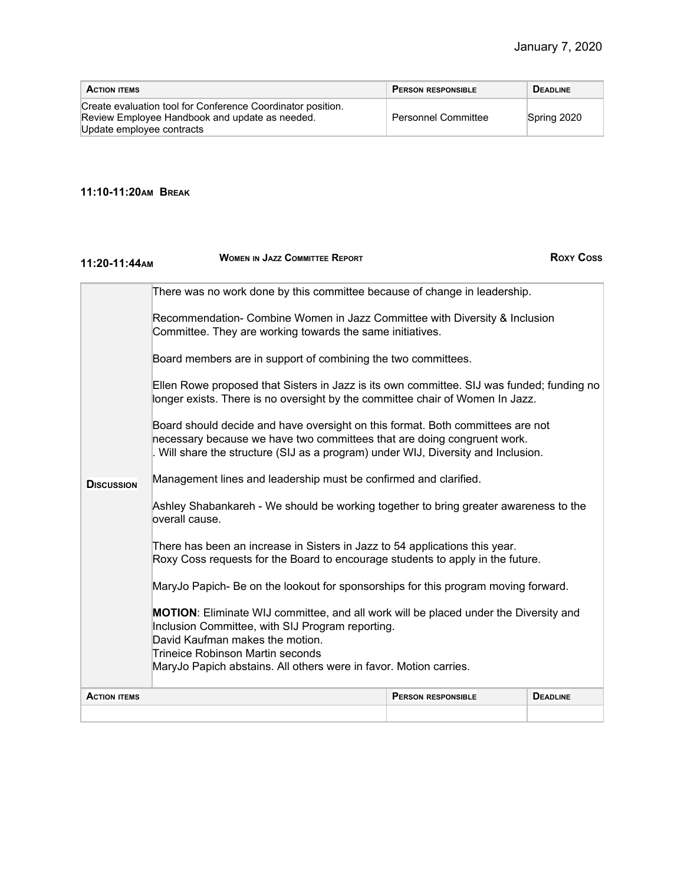| **Action items** | **Person responsible** | **Deadline** |
|---|---|---|
| Create evaluation tool for Conference Coordinator position.<br>Review Employee Handbook and update as needed.<br>Update employee contracts | Personnel Committee | Spring 2020 |

**11:10-11:20AM BREAK**

**11:20-11:44AM** **WOMEN IN JAZZ COMMITTEE REPORT** **ROXY COSS**

| | |
|---|---|
| **Discussion** | There was no work done by this committee because of change in leadership.<br><br>Recommendation- Combine Women in Jazz Committee with Diversity & Inclusion Committee. They are working towards the same initiatives.<br><br>Board members are in support of combining the two committees.<br><br>Ellen Rowe proposed that Sisters in Jazz is its own committee. SIJ was funded; funding no longer exists. There is no oversight by the committee chair of Women In Jazz.<br><br>Board should decide and have oversight on this format. Both committees are not necessary because we have two committees that are doing congruent work.<br>. Will share the structure (SIJ as a program) under WIJ, Diversity and Inclusion.<br><br>Management lines and leadership must be confirmed and clarified.<br><br>Ashley Shabankareh - We should be working together to bring greater awareness to the overall cause.<br><br>There has been an increase in Sisters in Jazz to 54 applications this year.<br>Roxy Coss requests for the Board to encourage students to apply in the future.<br><br>MaryJo Papich- Be on the lookout for sponsorships for this program moving forward.<br><br>**MOTION**: Eliminate WIJ committee, and all work will be placed under the Diversity and Inclusion Committee, with SIJ Program reporting.<br>David Kaufman makes the motion.<br>Trineice Robinson Martin seconds<br>MaryJo Papich abstains. All others were in favor. Motion carries. |

| **Action items** | **Person responsible** | **Deadline** |
|---|---|---|
| | | |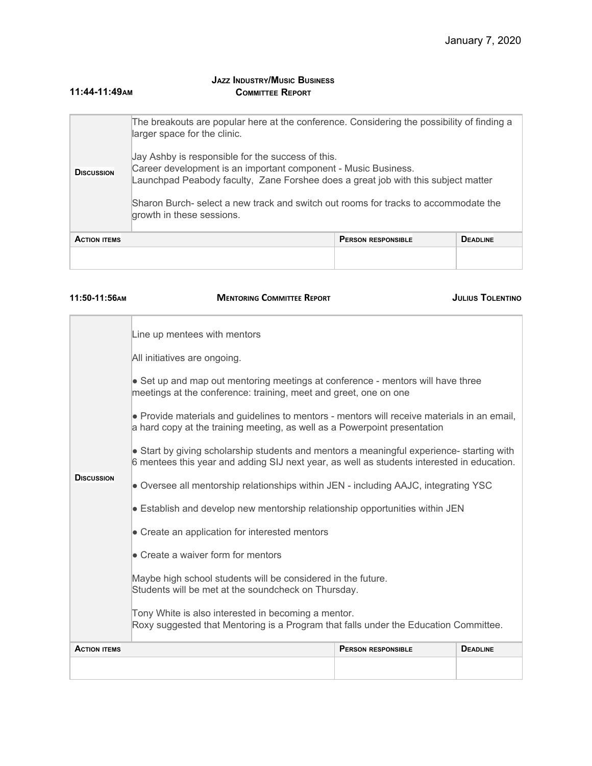January 7, 2020

**11:44-11:49AM** **JAZZ INDUSTRY/MUSIC BUSINESS COMMITTEE REPORT**

| | |
|---|---|
| **DISCUSSION** | The breakouts are popular here at the conference. Considering the possibility of finding a larger space for the clinic.<br><br>Jay Ashby is responsible for the success of this.<br>Career development is an important component - Music Business.<br>Launchpad Peabody faculty, Zane Forshee does a great job with this subject matter<br><br>Sharon Burch- select a new track and switch out rooms for tracks to accommodate the growth in these sessions. |

| ACTION ITEMS | PERSON RESPONSIBLE | DEADLINE |
|---|---|---|
| | | |

**11:50-11:56AM** **MENTORING COMMITTEE REPORT** **JULIUS TOLENTINO**

| | |
|---|---|
| **DISCUSSION** | Line up mentees with mentors<br><br>All initiatives are ongoing.<br><br>● Set up and map out mentoring meetings at conference - mentors will have three meetings at the conference: training, meet and greet, one on one<br><br>● Provide materials and guidelines to mentors - mentors will receive materials in an email, a hard copy at the training meeting, as well as a Powerpoint presentation<br><br>● Start by giving scholarship students and mentors a meaningful experience- starting with 6 mentees this year and adding SIJ next year, as well as students interested in education.<br><br>● Oversee all mentorship relationships within JEN - including AAJC, integrating YSC<br><br>● Establish and develop new mentorship relationship opportunities within JEN<br><br>● Create an application for interested mentors<br><br>● Create a waiver form for mentors<br><br>Maybe high school students will be considered in the future.<br>Students will be met at the soundcheck on Thursday.<br><br>Tony White is also interested in becoming a mentor.<br>Roxy suggested that Mentoring is a Program that falls under the Education Committee. |

| ACTION ITEMS | PERSON RESPONSIBLE | DEADLINE |
|---|---|---|
| | | |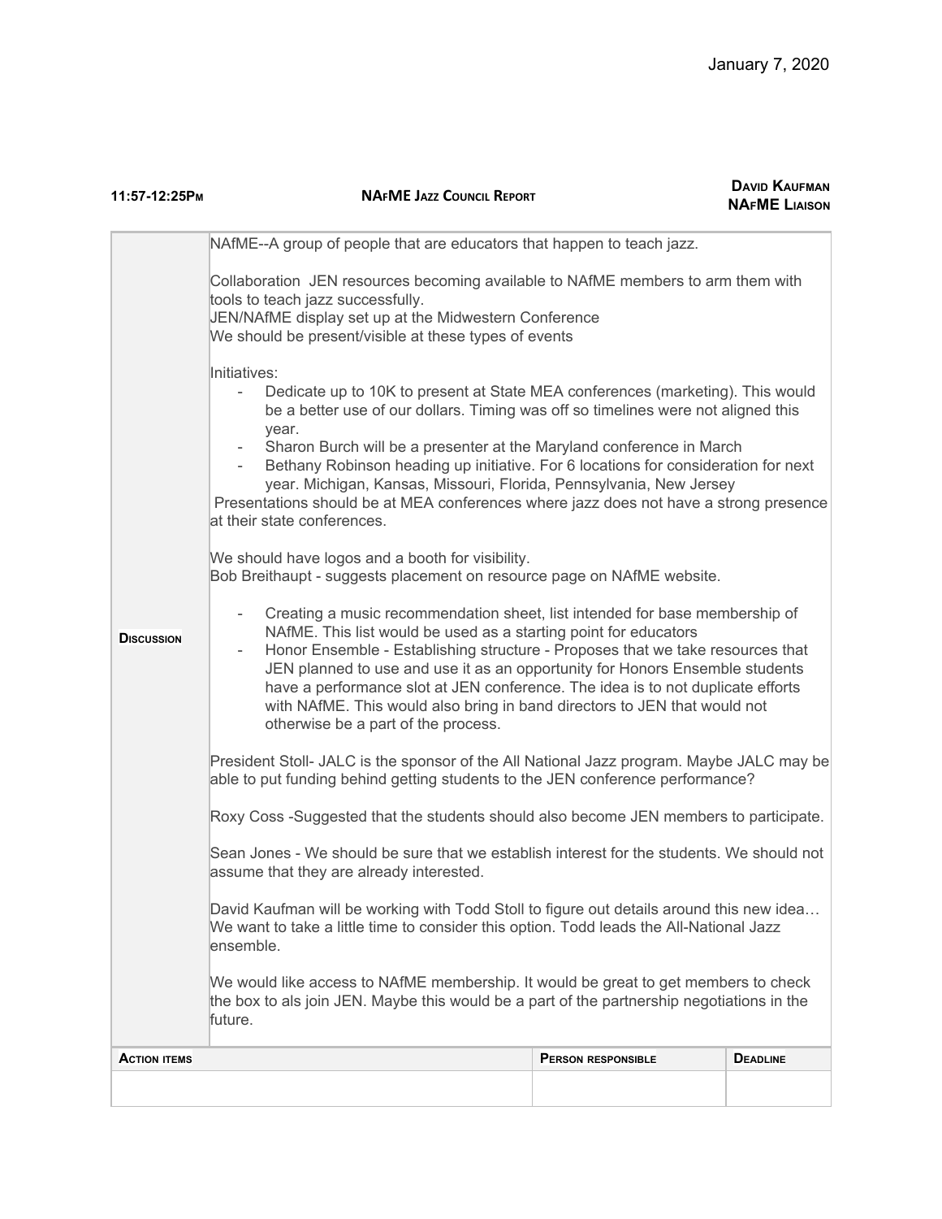January 7, 2020

| 11:57-12:25PM | NAfME Jazz Council Report | David Kaufman NAfME Liaison |
|---|---|---|

**Discussion**

NAfME--A group of people that are educators that happen to teach jazz.

Collaboration JEN resources becoming available to NAfME members to arm them with tools to teach jazz successfully.
JEN/NAfME display set up at the Midwestern Conference
We should be present/visible at these types of events

Initiatives:

- Dedicate up to 10K to present at State MEA conferences (marketing). This would be a better use of our dollars. Timing was off so timelines were not aligned this year.
- Sharon Burch will be a presenter at the Maryland conference in March
- Bethany Robinson heading up initiative. For 6 locations for consideration for next year. Michigan, Kansas, Missouri, Florida, Pennsylvania, New Jersey

Presentations should be at MEA conferences where jazz does not have a strong presence at their state conferences.

We should have logos and a booth for visibility.
Bob Breithaupt - suggests placement on resource page on NAfME website.

- Creating a music recommendation sheet, list intended for base membership of NAfME. This list would be used as a starting point for educators
- Honor Ensemble - Establishing structure - Proposes that we take resources that JEN planned to use and use it as an opportunity for Honors Ensemble students have a performance slot at JEN conference. The idea is to not duplicate efforts with NAfME. This would also bring in band directors to JEN that would not otherwise be a part of the process.

President Stoll- JALC is the sponsor of the All National Jazz program. Maybe JALC may be able to put funding behind getting students to the JEN conference performance?

Roxy Coss -Suggested that the students should also become JEN members to participate.

Sean Jones - We should be sure that we establish interest for the students. We should not assume that they are already interested.

David Kaufman will be working with Todd Stoll to figure out details around this new idea… We want to take a little time to consider this option. Todd leads the All-National Jazz ensemble.

We would like access to NAfME membership. It would be great to get members to check the box to als join JEN. Maybe this would be a part of the partnership negotiations in the future.

| Action items | Person responsible | Deadline |
|---|---|---|
| | | |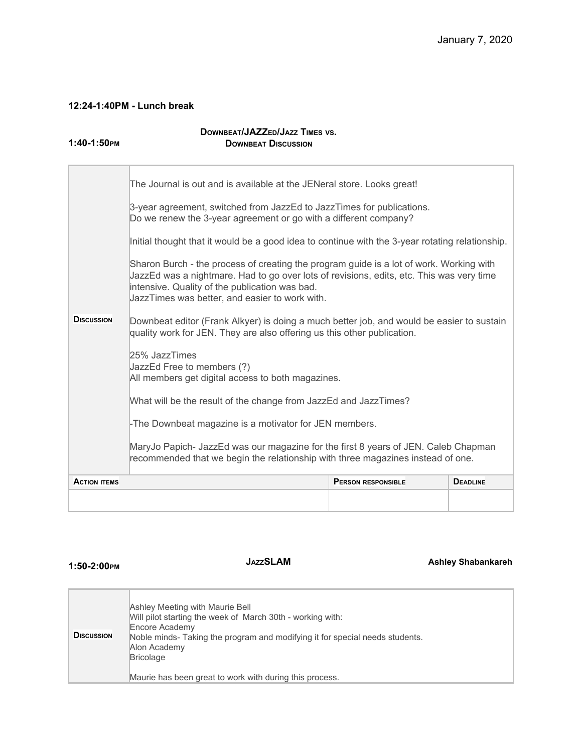January 7, 2020

**12:24-1:40PM - Lunch break**

**1:40-1:50PM** **DOWNBEAT/JAZZED/JAZZ TIMES VS. DOWNBEAT DISCUSSION**

| | |
|---|---|
| **DISCUSSION** | The Journal is out and is available at the JENeral store. Looks great!<br><br>3-year agreement, switched from JazzEd to JazzTimes for publications.<br>Do we renew the 3-year agreement or go with a different company?<br><br>Initial thought that it would be a good idea to continue with the 3-year rotating relationship.<br><br>Sharon Burch - the process of creating the program guide is a lot of work. Working with JazzEd was a nightmare. Had to go over lots of revisions, edits, etc. This was very time intensive. Quality of the publication was bad.<br>JazzTimes was better, and easier to work with.<br><br>Downbeat editor (Frank Alkyer) is doing a much better job, and would be easier to sustain quality work for JEN. They are also offering us this other publication.<br><br>25% JazzTimes<br>JazzEd Free to members (?)<br>All members get digital access to both magazines.<br><br>What will be the result of the change from JazzEd and JazzTimes?<br><br>-The Downbeat magazine is a motivator for JEN members.<br><br>MaryJo Papich- JazzEd was our magazine for the first 8 years of JEN. Caleb Chapman recommended that we begin the relationship with three magazines instead of one. |

| **ACTION ITEMS** | **PERSON RESPONSIBLE** | **DEADLINE** |
|---|---|---|
| | | |

**1:50-2:00PM** **JAZZSLAM** **Ashley Shabankareh**

| | |
|---|---|
| **DISCUSSION** | Ashley Meeting with Maurie Bell<br>Will pilot starting the week of March 30th - working with:<br>Encore Academy<br>Noble minds- Taking the program and modifying it for special needs students.<br>Alon Academy<br>Bricolage<br><br>Maurie has been great to work with during this process. |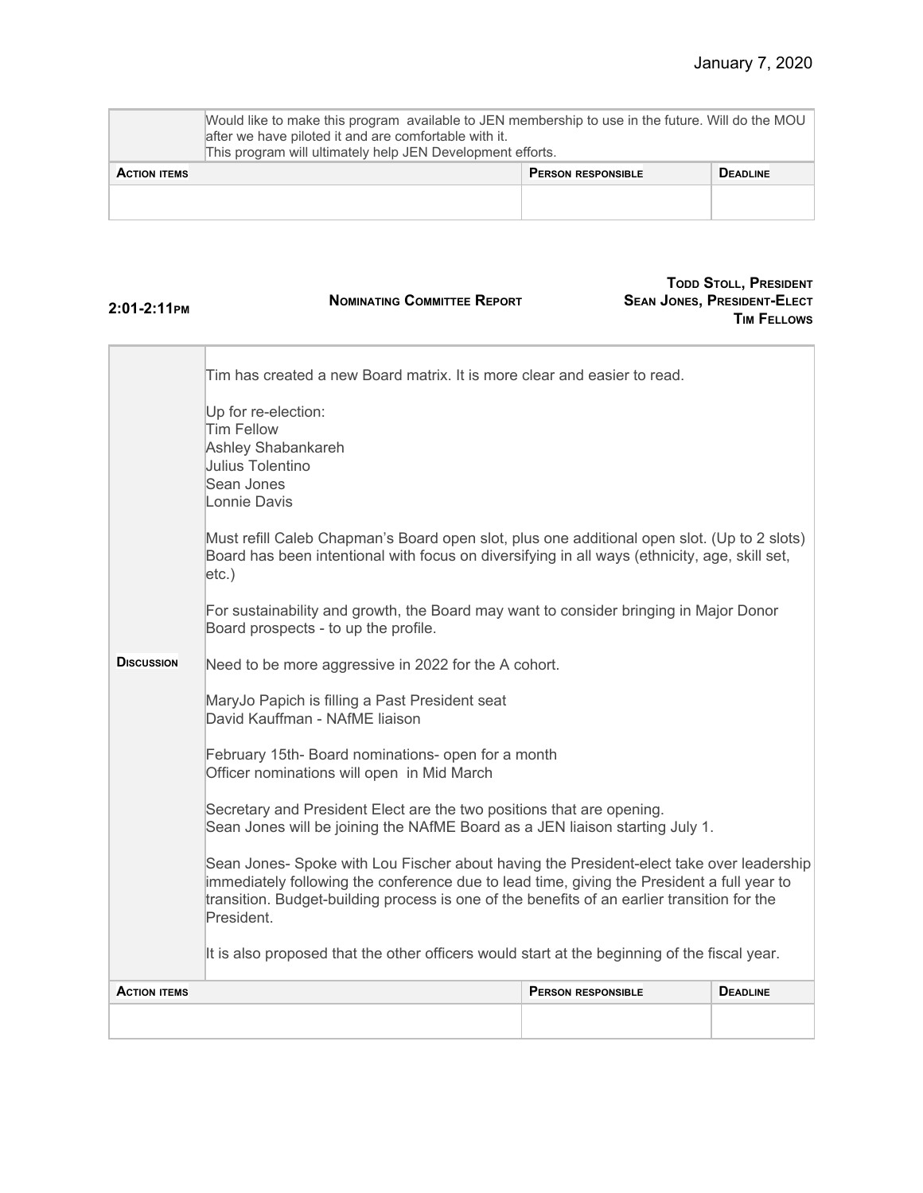January 7, 2020

| | Would like to make this program available to JEN membership to use in the future. Will do the MOU after we have piloted it and are comfortable with it.<br>This program will ultimately help JEN Development efforts. | | |
|---|---|---|---|
| **Action items** | | **Person responsible** | **Deadline** |
| | | | |

**2:01-2:11pm** | **Nominating Committee Report** | **Todd Stoll, President**
**Sean Jones, President-Elect**
**Tim Fellows**

| | |
|---|---|
| **Discussion** | Tim has created a new Board matrix. It is more clear and easier to read.<br><br>Up for re-election:<br>Tim Fellow<br>Ashley Shabankareh<br>Julius Tolentino<br>Sean Jones<br>Lonnie Davis<br><br>Must refill Caleb Chapman's Board open slot, plus one additional open slot. (Up to 2 slots)<br>Board has been intentional with focus on diversifying in all ways (ethnicity, age, skill set, etc.)<br><br>For sustainability and growth, the Board may want to consider bringing in Major Donor Board prospects - to up the profile.<br><br>Need to be more aggressive in 2022 for the A cohort.<br><br>MaryJo Papich is filling a Past President seat<br>David Kauffman - NAfME liaison<br><br>February 15th- Board nominations- open for a month<br>Officer nominations will open in Mid March<br><br>Secretary and President Elect are the two positions that are opening.<br>Sean Jones will be joining the NAfME Board as a JEN liaison starting July 1.<br><br>Sean Jones- Spoke with Lou Fischer about having the President-elect take over leadership immediately following the conference due to lead time, giving the President a full year to transition. Budget-building process is one of the benefits of an earlier transition for the President.<br><br>It is also proposed that the other officers would start at the beginning of the fiscal year. |

| **Action items** | **Person responsible** | **Deadline** |
|---|---|---|
| | | |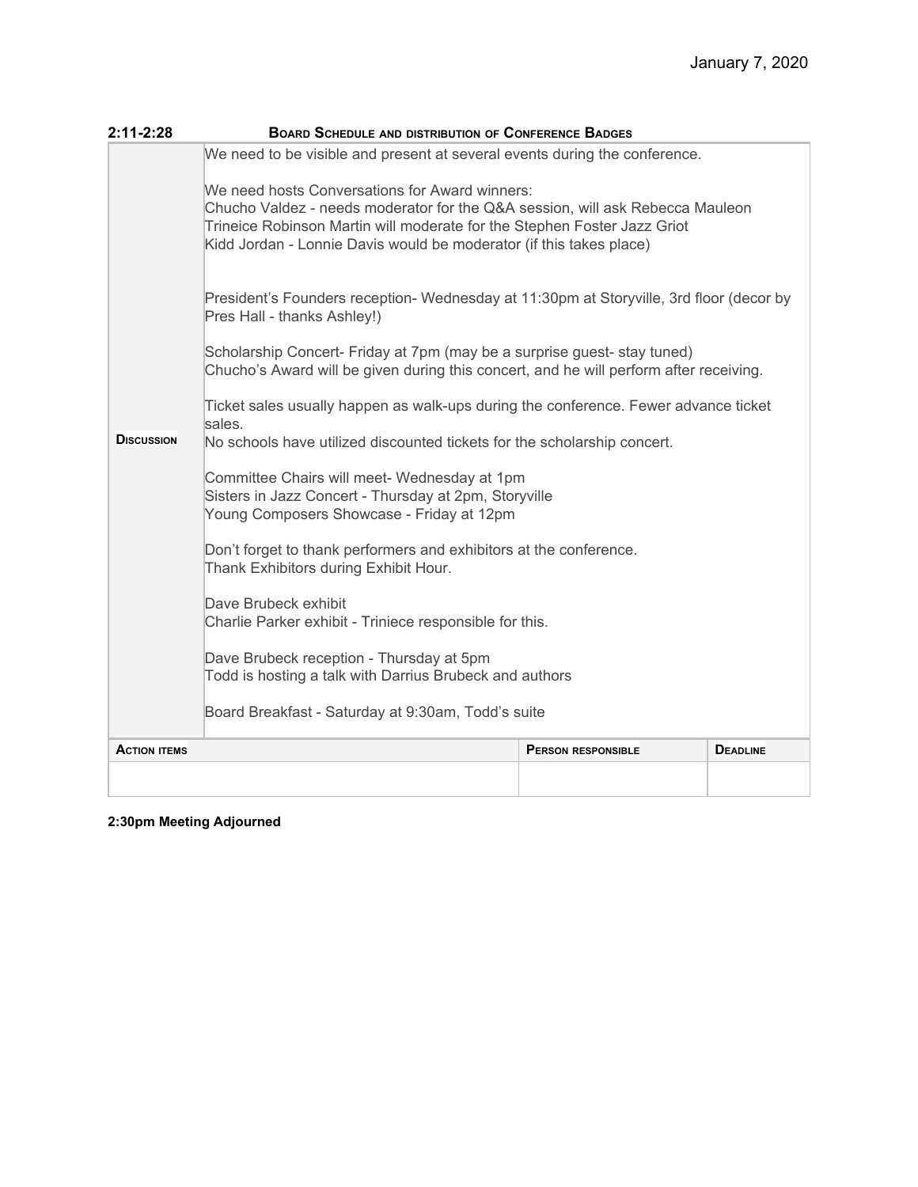January 7, 2020

**2:11-2:28** **Board Schedule and distribution of Conference Badges**

| | |
|---|---|
| **Discussion** | We need to be visible and present at several events during the conference.<br><br>We need hosts Conversations for Award winners:<br>Chucho Valdez - needs moderator for the Q&A session, will ask Rebecca Mauleon<br>Trineice Robinson Martin will moderate for the Stephen Foster Jazz Griot<br>Kidd Jordan - Lonnie Davis would be moderator (if this takes place)<br><br>President's Founders reception- Wednesday at 11:30pm at Storyville, 3rd floor (decor by Pres Hall - thanks Ashley!)<br><br>Scholarship Concert- Friday at 7pm (may be a surprise guest- stay tuned)<br>Chucho's Award will be given during this concert, and he will perform after receiving.<br><br>Ticket sales usually happen as walk-ups during the conference. Fewer advance ticket sales.<br>No schools have utilized discounted tickets for the scholarship concert.<br><br>Committee Chairs will meet- Wednesday at 1pm<br>Sisters in Jazz Concert - Thursday at 2pm, Storyville<br>Young Composers Showcase - Friday at 12pm<br><br>Don't forget to thank performers and exhibitors at the conference.<br>Thank Exhibitors during Exhibit Hour.<br><br>Dave Brubeck exhibit<br>Charlie Parker exhibit - Triniece responsible for this.<br><br>Dave Brubeck reception - Thursday at 5pm<br>Todd is hosting a talk with Darrius Brubeck and authors<br><br>Board Breakfast - Saturday at 9:30am, Todd's suite |

| **Action items** | **Person responsible** | **Deadline** |
|---|---|---|
| | | |

**2:30pm Meeting Adjourned**